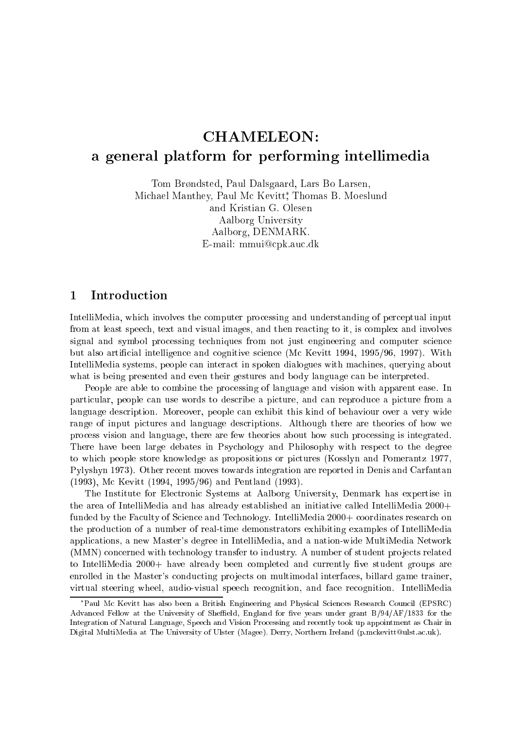# CHAMELEON: a general platform for performing intellimedia

Tom Brøndsted, Paul Dalsgaard, Lars Bo Larsen,
Michael Manthey, Paul Mc Kevitt[*], Thomas B. Moeslund
and Kristian G. Olesen
Aalborg University
Aalborg, DENMARK.
E-mail: mmui@cpk.auc.dk

## 1 Introduction

IntelliMedia, which involves the computer processing and understanding of perceptual input from at least speech, text and visual images, and then reacting to it, is complex and involves signal and symbol processing techniques from not just engineering and computer science but also artificial intelligence and cognitive science (Mc Kevitt 1994, 1995/96, 1997). With IntelliMedia systems, people can interact in spoken dialogues with machines, querying about what is being presented and even their gestures and body language can be interpreted.

People are able to combine the processing of language and vision with apparent ease. In particular, people can use words to describe a picture, and can reproduce a picture from a language description. Moreover, people can exhibit this kind of behaviour over a very wide range of input pictures and language descriptions. Although there are theories of how we process vision and language, there are few theories about how such processing is integrated. There have been large debates in Psychology and Philosophy with respect to the degree to which people store knowledge as propositions or pictures (Kosslyn and Pomerantz 1977, Pylyshyn 1973). Other recent moves towards integration are reported in Denis and Carfantan (1993), Mc Kevitt (1994, 1995/96) and Pentland (1993).

The Institute for Electronic Systems at Aalborg University, Denmark has expertise in the area of IntelliMedia and has already established an initiative called IntelliMedia 2000+ funded by the Faculty of Science and Technology. IntelliMedia 2000+ coordinates research on the production of a number of real-time demonstrators exhibiting examples of IntelliMedia applications, a new Master's degree in IntelliMedia, and a nation-wide MultiMedia Network (MMN) concerned with technology transfer to industry. A number of student projects related to IntelliMedia 2000+ have already been completed and currently five student groups are enrolled in the Master's conducting projects on multimodal interfaces, billard game trainer, virtual steering wheel, audio-visual speech recognition, and face recognition. IntelliMedia

[*]Paul Mc Kevitt has also been a British Engineering and Physical Sciences Research Council (EPSRC) Advanced Fellow at the University of Sheffield, England for five years under grant B/94/AF/1833 for the Integration of Natural Language, Speech and Vision Processing and recently took up appointment as Chair in Digital MultiMedia at The University of Ulster (Magee), Derry, Northern Ireland (p.mckevitt@ulst.ac.uk).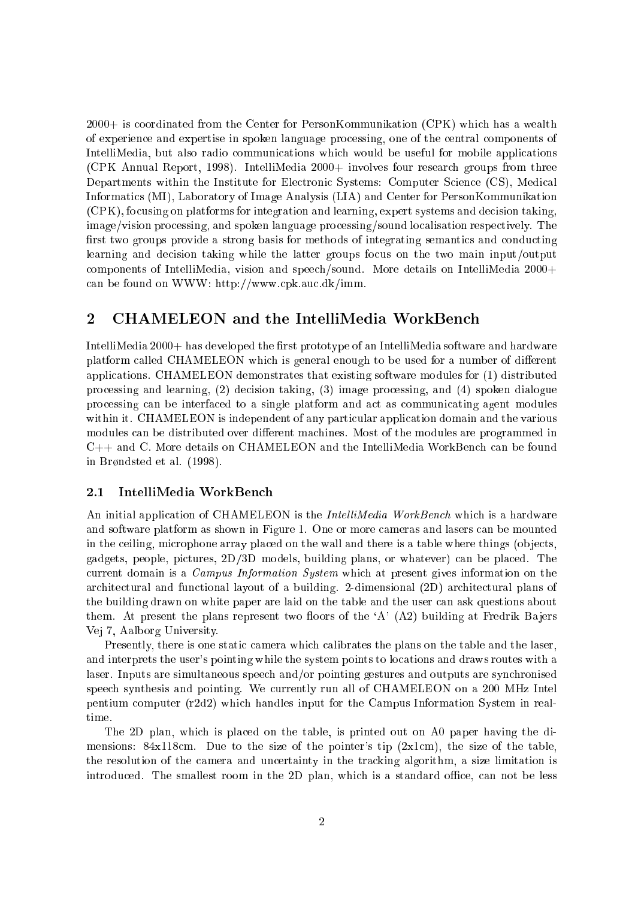2000+ is coordinated from the Center for PersonKommunikation (CPK) which has a wealth of experience and expertise in spoken language processing, one of the central components of IntelliMedia, but also radio communications which would be useful for mobile applications (CPK Annual Report, 1998). IntelliMedia 2000+ involves four research groups from three Departments within the Institute for Electronic Systems: Computer Science (CS), Medical Informatics (MI), Laboratory of Image Analysis (LIA) and Center for PersonKommunikation (CPK), focusing on platforms for integration and learning, expert systems and decision taking, image/vision processing, and spoken language processing/sound localisation respectively. The first two groups provide a strong basis for methods of integrating semantics and conducting learning and decision taking while the latter groups focus on the two main input/output components of IntelliMedia, vision and speech/sound. More details on IntelliMedia 2000+ can be found on WWW: http://www.cpk.auc.dk/imm.

## 2 CHAMELEON and the IntelliMedia WorkBench

IntelliMedia 2000+ has developed the first prototype of an IntelliMedia software and hardware platform called CHAMELEON which is general enough to be used for a number of different applications. CHAMELEON demonstrates that existing software modules for (1) distributed processing and learning, (2) decision taking, (3) image processing, and (4) spoken dialogue processing can be interfaced to a single platform and act as communicating agent modules within it. CHAMELEON is independent of any particular application domain and the various modules can be distributed over different machines. Most of the modules are programmed in C++ and C. More details on CHAMELEON and the IntelliMedia WorkBench can be found in Brøndsted et al. (1998).

### 2.1 IntelliMedia WorkBench

An initial application of CHAMELEON is the *IntelliMedia WorkBench* which is a hardware and software platform as shown in Figure 1. One or more cameras and lasers can be mounted in the ceiling, microphone array placed on the wall and there is a table where things (objects, gadgets, people, pictures, 2D/3D models, building plans, or whatever) can be placed. The current domain is a *Campus Information System* which at present gives information on the architectural and functional layout of a building. 2-dimensional (2D) architectural plans of the building drawn on white paper are laid on the table and the user can ask questions about them. At present the plans represent two floors of the 'A' (A2) building at Fredrik Bajers Vej 7, Aalborg University.

Presently, there is one static camera which calibrates the plans on the table and the laser, and interprets the user's pointing while the system points to locations and draws routes with a laser. Inputs are simultaneous speech and/or pointing gestures and outputs are synchronised speech synthesis and pointing. We currently run all of CHAMELEON on a 200 MHz Intel pentium computer (r2d2) which handles input for the Campus Information System in real-time.

The 2D plan, which is placed on the table, is printed out on A0 paper having the dimensions: 84x118cm. Due to the size of the pointer's tip (2x1cm), the size of the table, the resolution of the camera and uncertainty in the tracking algorithm, a size limitation is introduced. The smallest room in the 2D plan, which is a standard office, can not be less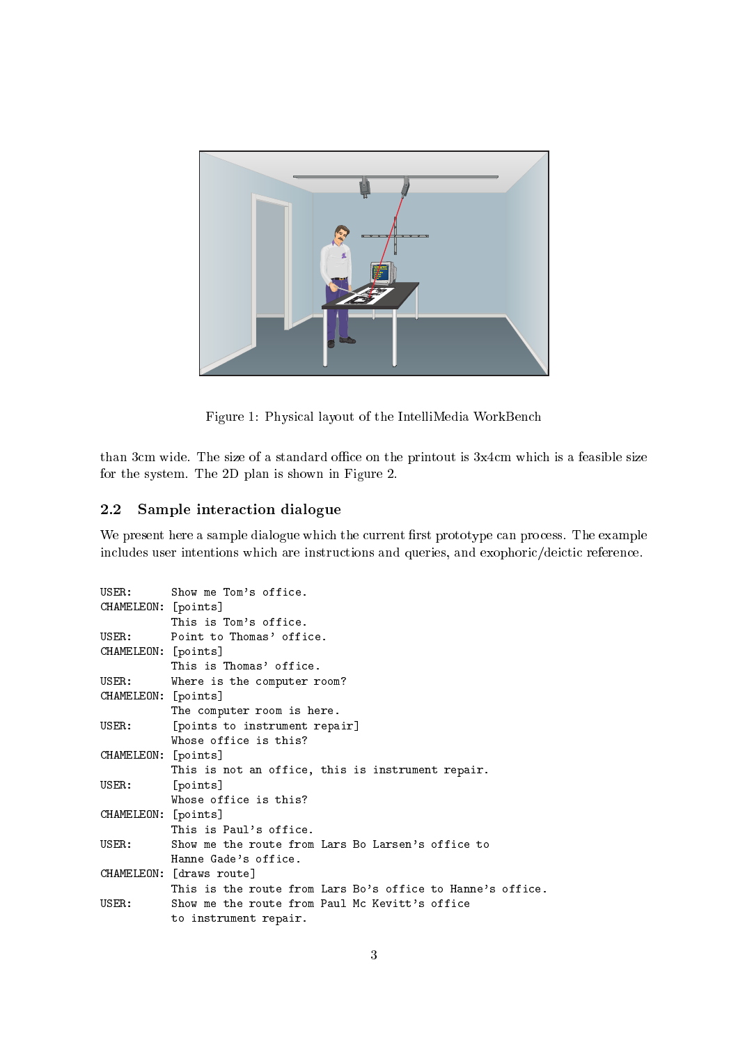Figure 1: Physical layout of the IntelliMedia WorkBench

than 3cm wide. The size of a standard office on the printout is 3x4cm which is a feasible size for the system. The 2D plan is shown in Figure 2.

### 2.2 Sample interaction dialogue

We present here a sample dialogue which the current first prototype can process. The example includes user intentions which are instructions and queries, and exophoric/deictic reference.

```
USER:      Show me Tom's office.
CHAMELEON: [points]
           This is Tom's office.
USER:      Point to Thomas' office.
CHAMELEON: [points]
           This is Thomas' office.
USER:      Where is the computer room?
CHAMELEON: [points]
           The computer room is here.
USER:      [points to instrument repair]
           Whose office is this?
CHAMELEON: [points]
           This is not an office, this is instrument repair.
USER:      [points]
           Whose office is this?
CHAMELEON: [points]
           This is Paul's office.
USER:      Show me the route from Lars Bo Larsen's office to
           Hanne Gade's office.
CHAMELEON: [draws route]
           This is the route from Lars Bo's office to Hanne's office.
USER:      Show me the route from Paul Mc Kevitt's office
           to instrument repair.
```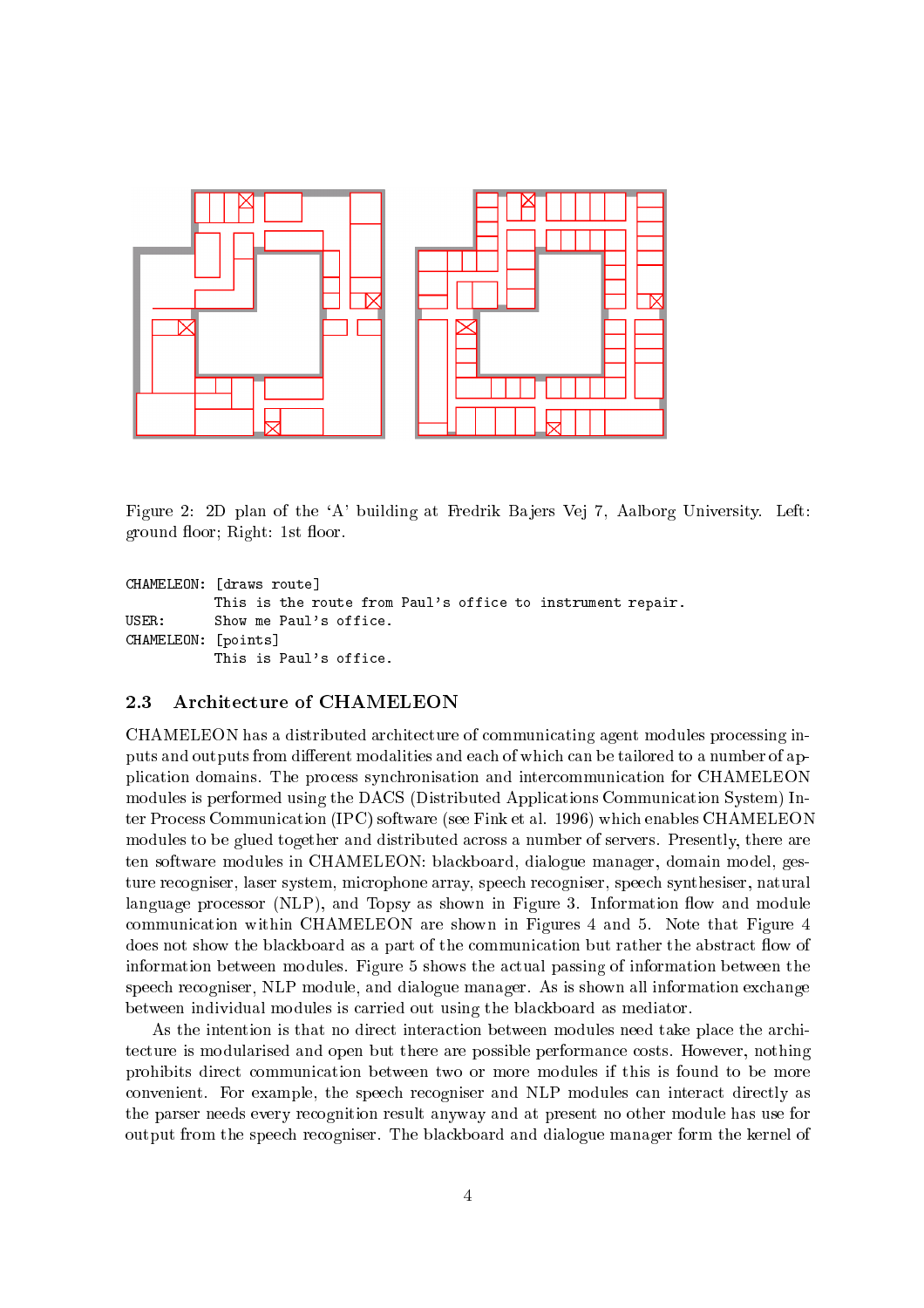Figure 2: 2D plan of the 'A' building at Fredrik Bajers Vej 7, Aalborg University. Left: ground floor; Right: 1st floor.

```
CHAMELEON: [draws route]
           This is the route from Paul's office to instrument repair.
USER:      Show me Paul's office.
CHAMELEON: [points]
           This is Paul's office.
```

### 2.3 Architecture of CHAMELEON

CHAMELEON has a distributed architecture of communicating agent modules processing inputs and outputs from different modalities and each of which can be tailored to a number of application domains. The process synchronisation and intercommunication for CHAMELEON modules is performed using the DACS (Distributed Applications Communication System) Inter Process Communication (IPC) software (see Fink et al. 1996) which enables CHAMELEON modules to be glued together and distributed across a number of servers. Presently, there are ten software modules in CHAMELEON: blackboard, dialogue manager, domain model, gesture recogniser, laser system, microphone array, speech recogniser, speech synthesiser, natural language processor (NLP), and Topsy as shown in Figure 3. Information flow and module communication within CHAMELEON are shown in Figures 4 and 5. Note that Figure 4 does not show the blackboard as a part of the communication but rather the abstract flow of information between modules. Figure 5 shows the actual passing of information between the speech recogniser, NLP module, and dialogue manager. As is shown all information exchange between individual modules is carried out using the blackboard as mediator.

As the intention is that no direct interaction between modules need take place the architecture is modularised and open but there are possible performance costs. However, nothing prohibits direct communication between two or more modules if this is found to be more convenient. For example, the speech recogniser and NLP modules can interact directly as the parser needs every recognition result anyway and at present no other module has use for output from the speech recogniser. The blackboard and dialogue manager form the kernel of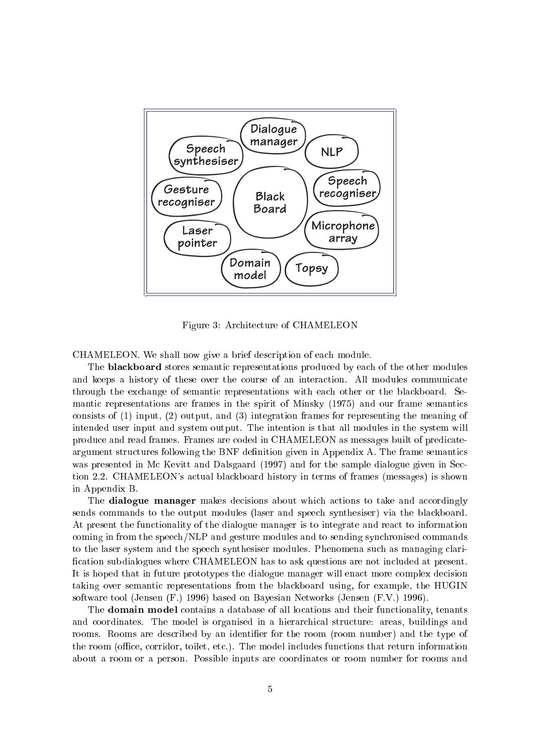Figure 3: Architecture of CHAMELEON

CHAMELEON. We shall now give a brief description of each module.

The **blackboard** stores semantic representations produced by each of the other modules and keeps a history of these over the course of an interaction. All modules communicate through the exchange of semantic representations with each other or the blackboard. Semantic representations are frames in the spirit of Minsky (1975) and our frame semantics consists of (1) input, (2) output, and (3) integration frames for representing the meaning of intended user input and system output. The intention is that all modules in the system will produce and read frames. Frames are coded in CHAMELEON as messages built of predicate-argument structures following the BNF definition given in Appendix A. The frame semantics was presented in Mc Kevitt and Dalsgaard (1997) and for the sample dialogue given in Section 2.2. CHAMELEON's actual blackboard history in terms of frames (messages) is shown in Appendix B.

The **dialogue manager** makes decisions about which actions to take and accordingly sends commands to the output modules (laser and speech synthesiser) via the blackboard. At present the functionality of the dialogue manager is to integrate and react to information coming in from the speech/NLP and gesture modules and to sending synchronised commands to the laser system and the speech synthesiser modules. Phenomena such as managing clarification subdialogues where CHAMELEON has to ask questions are not included at present. It is hoped that in future prototypes the dialogue manager will enact more complex decision taking over semantic representations from the blackboard using, for example, the HUGIN software tool (Jensen (F.) 1996) based on Bayesian Networks (Jensen (F.V.) 1996).

The **domain model** contains a database of all locations and their functionality, tenants and coordinates. The model is organised in a hierarchical structure: areas, buildings and rooms. Rooms are described by an identifier for the room (room number) and the type of the room (office, corridor, toilet, etc.). The model includes functions that return information about a room or a person. Possible inputs are coordinates or room number for rooms and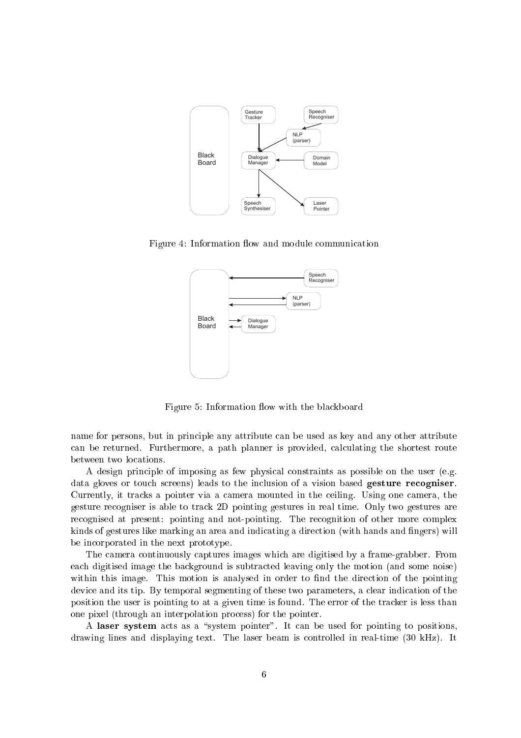Figure 4: Information flow and module communication

Figure 5: Information flow with the blackboard

name for persons, but in principle any attribute can be used as key and any other attribute can be returned. Furthermore, a path planner is provided, calculating the shortest route between two locations.

A design principle of imposing as few physical constraints as possible on the user (e.g. data gloves or touch screens) leads to the inclusion of a vision based **gesture recogniser**. Currently, it tracks a pointer via a camera mounted in the ceiling. Using one camera, the gesture recogniser is able to track 2D pointing gestures in real time. Only two gestures are recognised at present: pointing and not-pointing. The recognition of other more complex kinds of gestures like marking an area and indicating a direction (with hands and fingers) will be incorporated in the next prototype.

The camera continuously captures images which are digitised by a frame-grabber. From each digitised image the background is subtracted leaving only the motion (and some noise) within this image. This motion is analysed in order to find the direction of the pointing device and its tip. By temporal segmenting of these two parameters, a clear indication of the position the user is pointing to at a given time is found. The error of the tracker is less than one pixel (through an interpolation process) for the pointer.

A **laser system** acts as a "system pointer". It can be used for pointing to positions, drawing lines and displaying text. The laser beam is controlled in real-time (30 kHz). It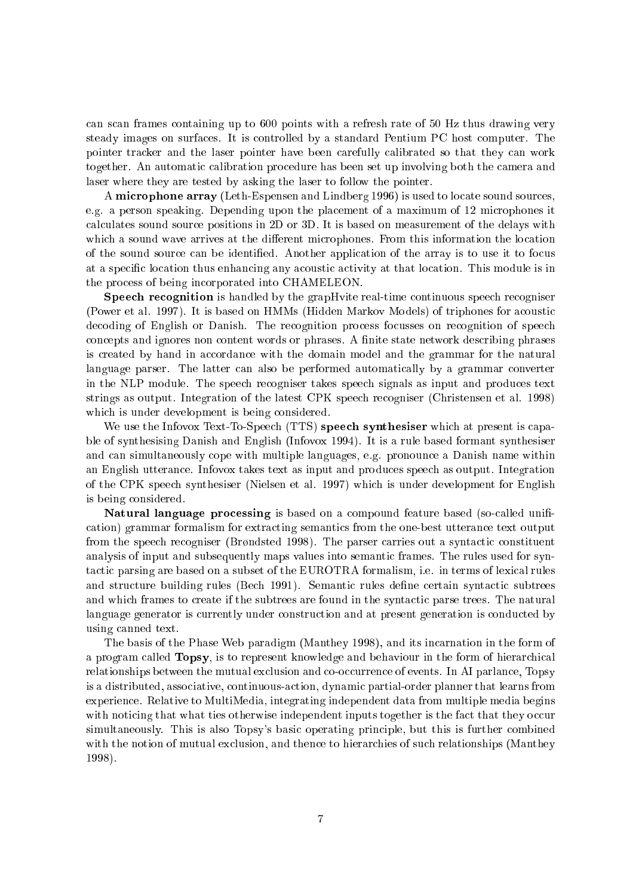can scan frames containing up to 600 points with a refresh rate of 50 Hz thus drawing very steady images on surfaces. It is controlled by a standard Pentium PC host computer. The pointer tracker and the laser pointer have been carefully calibrated so that they can work together. An automatic calibration procedure has been set up involving both the camera and laser where they are tested by asking the laser to follow the pointer.

A **microphone array** (Leth-Espensen and Lindberg 1996) is used to locate sound sources, e.g. a person speaking. Depending upon the placement of a maximum of 12 microphones it calculates sound source positions in 2D or 3D. It is based on measurement of the delays with which a sound wave arrives at the different microphones. From this information the location of the sound source can be identified. Another application of the array is to use it to focus at a specific location thus enhancing any acoustic activity at that location. This module is in the process of being incorporated into CHAMELEON.

**Speech recognition** is handled by the grapHvite real-time continuous speech recogniser (Power et al. 1997). It is based on HMMs (Hidden Markov Models) of triphones for acoustic decoding of English or Danish. The recognition process focusses on recognition of speech concepts and ignores non content words or phrases. A finite state network describing phrases is created by hand in accordance with the domain model and the grammar for the natural language parser. The latter can also be performed automatically by a grammar converter in the NLP module. The speech recogniser takes speech signals as input and produces text strings as output. Integration of the latest CPK speech recogniser (Christensen et al. 1998) which is under development is being considered.

We use the Infovox Text-To-Speech (TTS) **speech synthesiser** which at present is capable of synthesising Danish and English (Infovox 1994). It is a rule based formant synthesiser and can simultaneously cope with multiple languages, e.g. pronounce a Danish name within an English utterance. Infovox takes text as input and produces speech as output. Integration of the CPK speech synthesiser (Nielsen et al. 1997) which is under development for English is being considered.

**Natural language processing** is based on a compound feature based (so-called unification) grammar formalism for extracting semantics from the one-best utterance text output from the speech recogniser (Brøndsted 1998). The parser carries out a syntactic constituent analysis of input and subsequently maps values into semantic frames. The rules used for syntactic parsing are based on a subset of the EUROTRA formalism, i.e. in terms of lexical rules and structure building rules (Bech 1991). Semantic rules define certain syntactic subtrees and which frames to create if the subtrees are found in the syntactic parse trees. The natural language generator is currently under construction and at present generation is conducted by using canned text.

The basis of the Phase Web paradigm (Manthey 1998), and its incarnation in the form of a program called **Topsy**, is to represent knowledge and behaviour in the form of hierarchical relationships between the mutual exclusion and co-occurrence of events. In AI parlance, Topsy is a distributed, associative, continuous-action, dynamic partial-order planner that learns from experience. Relative to MultiMedia, integrating independent data from multiple media begins with noticing that what ties otherwise independent inputs together is the fact that they occur simultaneously. This is also Topsy's basic operating principle, but this is further combined with the notion of mutual exclusion, and thence to hierarchies of such relationships (Manthey 1998).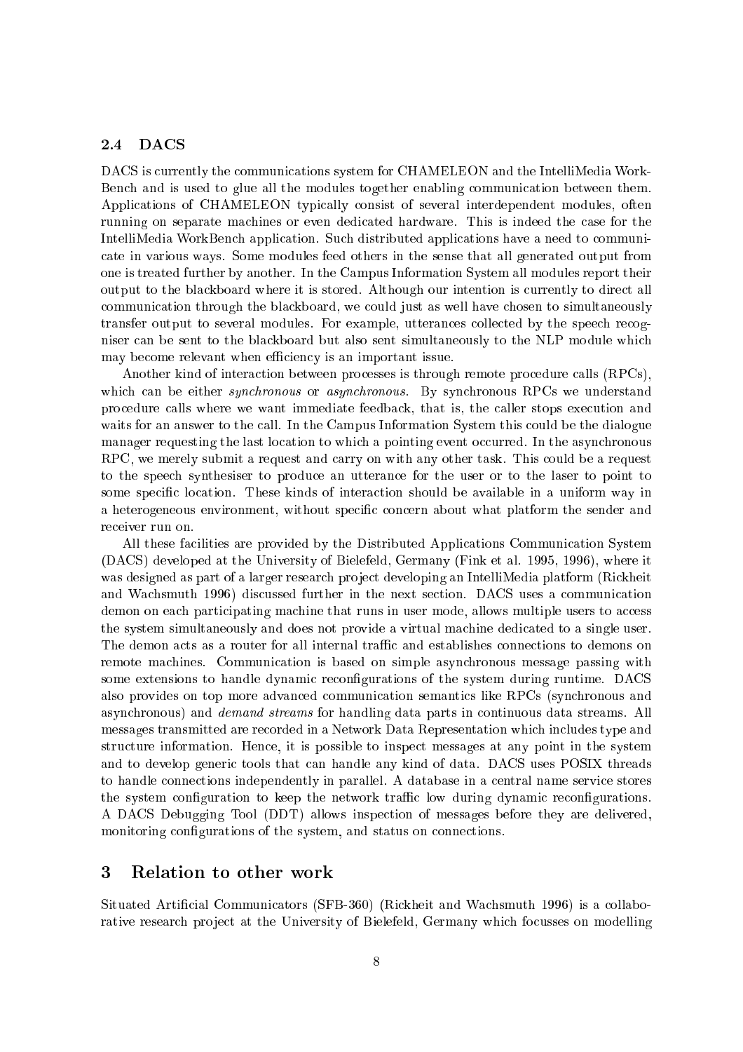### 2.4 DACS

DACS is currently the communications system for CHAMELEON and the IntelliMedia Work-Bench and is used to glue all the modules together enabling communication between them. Applications of CHAMELEON typically consist of several interdependent modules, often running on separate machines or even dedicated hardware. This is indeed the case for the IntelliMedia WorkBench application. Such distributed applications have a need to communicate in various ways. Some modules feed others in the sense that all generated output from one is treated further by another. In the Campus Information System all modules report their output to the blackboard where it is stored. Although our intention is currently to direct all communication through the blackboard, we could just as well have chosen to simultaneously transfer output to several modules. For example, utterances collected by the speech recogniser can be sent to the blackboard but also sent simultaneously to the NLP module which may become relevant when efficiency is an important issue.

Another kind of interaction between processes is through remote procedure calls (RPCs), which can be either *synchronous* or *asynchronous*. By synchronous RPCs we understand procedure calls where we want immediate feedback, that is, the caller stops execution and waits for an answer to the call. In the Campus Information System this could be the dialogue manager requesting the last location to which a pointing event occurred. In the asynchronous RPC, we merely submit a request and carry on with any other task. This could be a request to the speech synthesiser to produce an utterance for the user or to the laser to point to some specific location. These kinds of interaction should be available in a uniform way in a heterogeneous environment, without specific concern about what platform the sender and receiver run on.

All these facilities are provided by the Distributed Applications Communication System (DACS) developed at the University of Bielefeld, Germany (Fink et al. 1995, 1996), where it was designed as part of a larger research project developing an IntelliMedia platform (Rickheit and Wachsmuth 1996) discussed further in the next section. DACS uses a communication demon on each participating machine that runs in user mode, allows multiple users to access the system simultaneously and does not provide a virtual machine dedicated to a single user. The demon acts as a router for all internal traffic and establishes connections to demons on remote machines. Communication is based on simple asynchronous message passing with some extensions to handle dynamic reconfigurations of the system during runtime. DACS also provides on top more advanced communication semantics like RPCs (synchronous and asynchronous) and *demand streams* for handling data parts in continuous data streams. All messages transmitted are recorded in a Network Data Representation which includes type and structure information. Hence, it is possible to inspect messages at any point in the system and to develop generic tools that can handle any kind of data. DACS uses POSIX threads to handle connections independently in parallel. A database in a central name service stores the system configuration to keep the network traffic low during dynamic reconfigurations. A DACS Debugging Tool (DDT) allows inspection of messages before they are delivered, monitoring configurations of the system, and status on connections.

## 3 Relation to other work

Situated Artificial Communicators (SFB-360) (Rickheit and Wachsmuth 1996) is a collaborative research project at the University of Bielefeld, Germany which focusses on modelling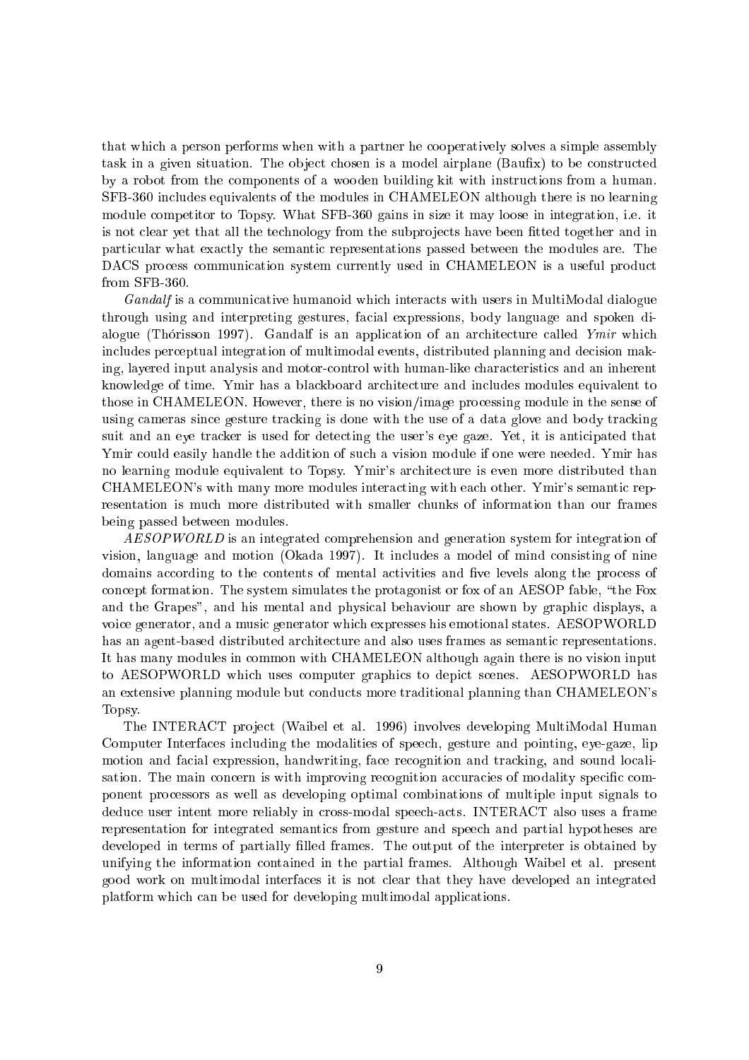that which a person performs when with a partner he cooperatively solves a simple assembly task in a given situation. The object chosen is a model airplane (Baufix) to be constructed by a robot from the components of a wooden building kit with instructions from a human. SFB-360 includes equivalents of the modules in CHAMELEON although there is no learning module competitor to Topsy. What SFB-360 gains in size it may loose in integration, i.e. it is not clear yet that all the technology from the subprojects have been fitted together and in particular what exactly the semantic representations passed between the modules are. The DACS process communication system currently used in CHAMELEON is a useful product from SFB-360.

*Gandalf* is a communicative humanoid which interacts with users in MultiModal dialogue through using and interpreting gestures, facial expressions, body language and spoken dialogue (Thórisson 1997). Gandalf is an application of an architecture called *Ymir* which includes perceptual integration of multimodal events, distributed planning and decision making, layered input analysis and motor-control with human-like characteristics and an inherent knowledge of time. Ymir has a blackboard architecture and includes modules equivalent to those in CHAMELEON. However, there is no vision/image processing module in the sense of using cameras since gesture tracking is done with the use of a data glove and body tracking suit and an eye tracker is used for detecting the user's eye gaze. Yet, it is anticipated that Ymir could easily handle the addition of such a vision module if one were needed. Ymir has no learning module equivalent to Topsy. Ymir's architecture is even more distributed than CHAMELEON's with many more modules interacting with each other. Ymir's semantic representation is much more distributed with smaller chunks of information than our frames being passed between modules.

*AESOPWORLD* is an integrated comprehension and generation system for integration of vision, language and motion (Okada 1997). It includes a model of mind consisting of nine domains according to the contents of mental activities and five levels along the process of concept formation. The system simulates the protagonist or fox of an AESOP fable, "the Fox and the Grapes", and his mental and physical behaviour are shown by graphic displays, a voice generator, and a music generator which expresses his emotional states. AESOPWORLD has an agent-based distributed architecture and also uses frames as semantic representations. It has many modules in common with CHAMELEON although again there is no vision input to AESOPWORLD which uses computer graphics to depict scenes. AESOPWORLD has an extensive planning module but conducts more traditional planning than CHAMELEON's Topsy.

The INTERACT project (Waibel et al. 1996) involves developing MultiModal Human Computer Interfaces including the modalities of speech, gesture and pointing, eye-gaze, lip motion and facial expression, handwriting, face recognition and tracking, and sound localisation. The main concern is with improving recognition accuracies of modality specific component processors as well as developing optimal combinations of multiple input signals to deduce user intent more reliably in cross-modal speech-acts. INTERACT also uses a frame representation for integrated semantics from gesture and speech and partial hypotheses are developed in terms of partially filled frames. The output of the interpreter is obtained by unifying the information contained in the partial frames. Although Waibel et al. present good work on multimodal interfaces it is not clear that they have developed an integrated platform which can be used for developing multimodal applications.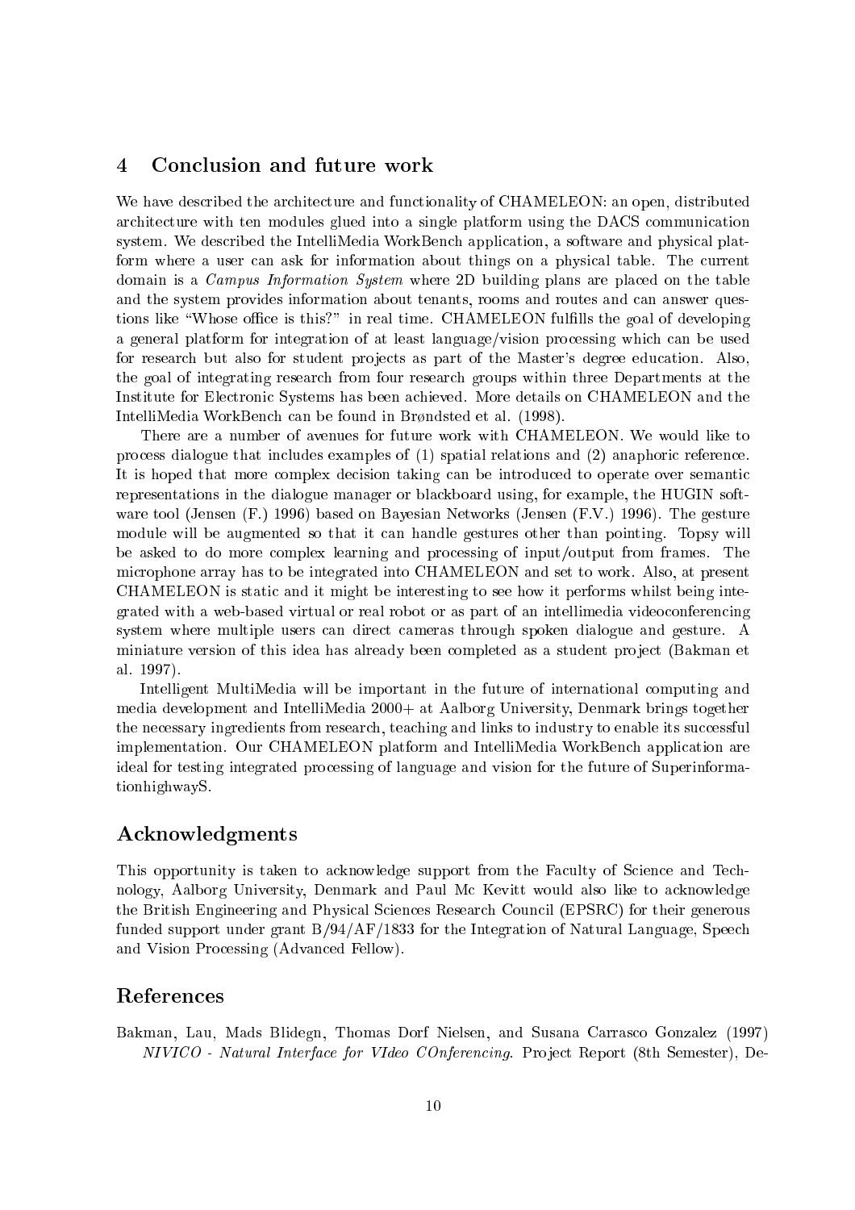## 4 Conclusion and future work

We have described the architecture and functionality of CHAMELEON: an open, distributed architecture with ten modules glued into a single platform using the DACS communication system. We described the IntelliMedia WorkBench application, a software and physical platform where a user can ask for information about things on a physical table. The current domain is a *Campus Information System* where 2D building plans are placed on the table and the system provides information about tenants, rooms and routes and can answer questions like "Whose office is this?" in real time. CHAMELEON fulfills the goal of developing a general platform for integration of at least language/vision processing which can be used for research but also for student projects as part of the Master's degree education. Also, the goal of integrating research from four research groups within three Departments at the Institute for Electronic Systems has been achieved. More details on CHAMELEON and the IntelliMedia WorkBench can be found in Brøndsted et al. (1998).

There are a number of avenues for future work with CHAMELEON. We would like to process dialogue that includes examples of (1) spatial relations and (2) anaphoric reference. It is hoped that more complex decision taking can be introduced to operate over semantic representations in the dialogue manager or blackboard using, for example, the HUGIN software tool (Jensen (F.) 1996) based on Bayesian Networks (Jensen (F.V.) 1996). The gesture module will be augmented so that it can handle gestures other than pointing. Topsy will be asked to do more complex learning and processing of input/output from frames. The microphone array has to be integrated into CHAMELEON and set to work. Also, at present CHAMELEON is static and it might be interesting to see how it performs whilst being integrated with a web-based virtual or real robot or as part of an intellimedia videoconferencing system where multiple users can direct cameras through spoken dialogue and gesture. A miniature version of this idea has already been completed as a student project (Bakman et al. 1997).

Intelligent MultiMedia will be important in the future of international computing and media development and IntelliMedia 2000+ at Aalborg University, Denmark brings together the necessary ingredients from research, teaching and links to industry to enable its successful implementation. Our CHAMELEON platform and IntelliMedia WorkBench application are ideal for testing integrated processing of language and vision for the future of SuperinformationhighwayS.

## Acknowledgments

This opportunity is taken to acknowledge support from the Faculty of Science and Technology, Aalborg University, Denmark and Paul Mc Kevitt would also like to acknowledge the British Engineering and Physical Sciences Research Council (EPSRC) for their generous funded support under grant B/94/AF/1833 for the Integration of Natural Language, Speech and Vision Processing (Advanced Fellow).

## References

Bakman, Lau, Mads Blidegn, Thomas Dorf Nielsen, and Susana Carrasco Gonzalez (1997) *NIVICO - Natural Interface for VIdeo COnferencing*. Project Report (8th Semester), De-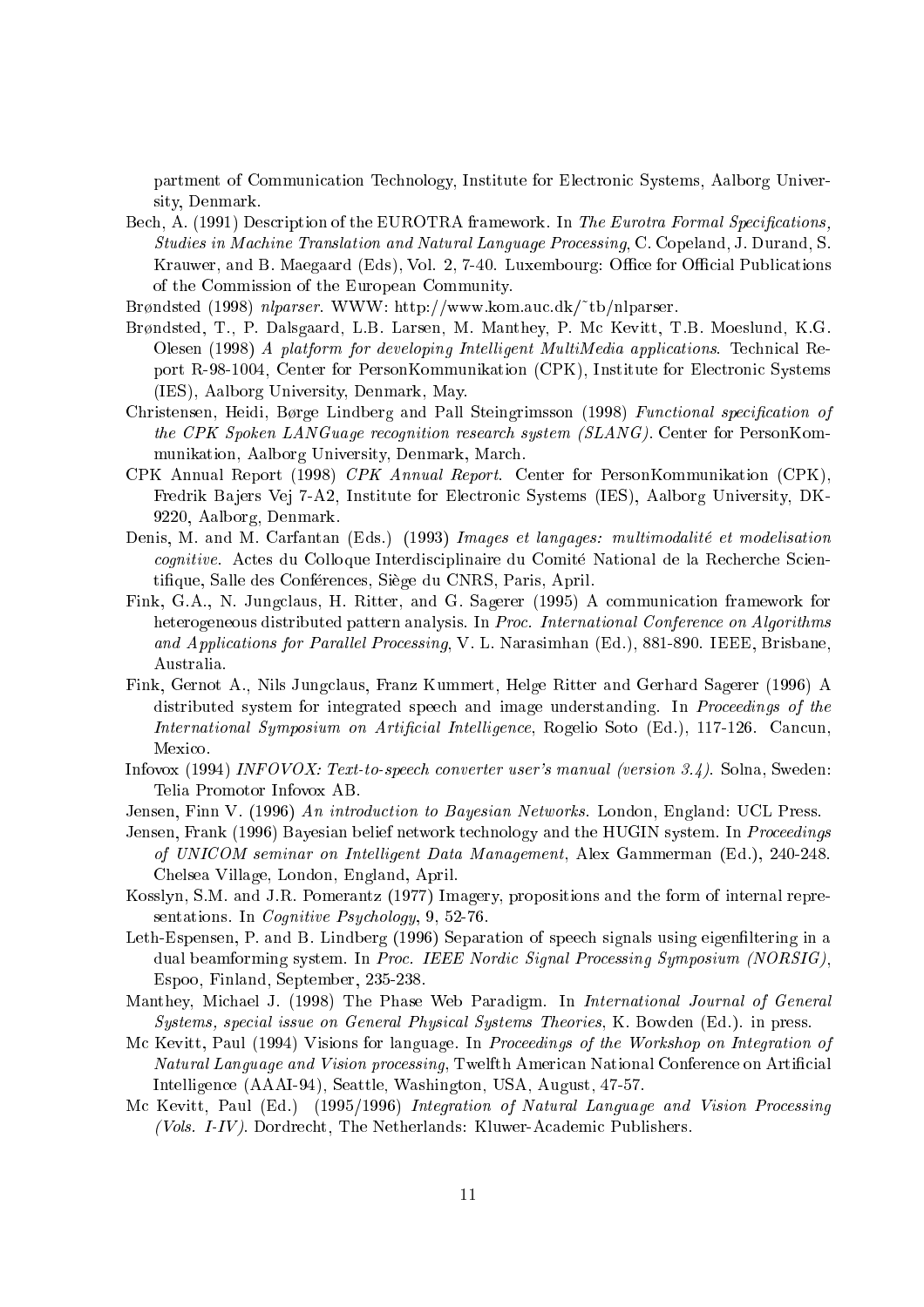partment of Communication Technology, Institute for Electronic Systems, Aalborg University, Denmark.

Bech, A. (1991) Description of the EUROTRA framework. In *The Eurotra Formal Specifications, Studies in Machine Translation and Natural Language Processing*, C. Copeland, J. Durand, S. Krauwer, and B. Maegaard (Eds), Vol. 2, 7-40. Luxembourg: Office for Official Publications of the Commission of the European Community.

Brøndsted (1998) *nlparser*. WWW: http://www.kom.auc.dk/~tb/nlparser.

Brøndsted, T., P. Dalsgaard, L.B. Larsen, M. Manthey, P. Mc Kevitt, T.B. Moeslund, K.G. Olesen (1998) *A platform for developing Intelligent MultiMedia applications*. Technical Report R-98-1004, Center for PersonKommunikation (CPK), Institute for Electronic Systems (IES), Aalborg University, Denmark, May.

Christensen, Heidi, Børge Lindberg and Pall Steingrimsson (1998) *Functional specification of the CPK Spoken LANGuage recognition research system (SLANG)*. Center for PersonKommunikation, Aalborg University, Denmark, March.

CPK Annual Report (1998) *CPK Annual Report*. Center for PersonKommunikation (CPK), Fredrik Bajers Vej 7-A2, Institute for Electronic Systems (IES), Aalborg University, DK-9220, Aalborg, Denmark.

Denis, M. and M. Carfantan (Eds.) (1993) *Images et langages: multimodalité et modelisation cognitive*. Actes du Colloque Interdisciplinaire du Comité National de la Recherche Scientifique, Salle des Conférences, Siège du CNRS, Paris, April.

Fink, G.A., N. Jungclaus, H. Ritter, and G. Sagerer (1995) A communication framework for heterogeneous distributed pattern analysis. In *Proc. International Conference on Algorithms and Applications for Parallel Processing*, V. L. Narasimhan (Ed.), 881-890. IEEE, Brisbane, Australia.

Fink, Gernot A., Nils Jungclaus, Franz Kummert, Helge Ritter and Gerhard Sagerer (1996) A distributed system for integrated speech and image understanding. In *Proceedings of the International Symposium on Artificial Intelligence*, Rogelio Soto (Ed.), 117-126. Cancun, Mexico.

Infovox (1994) *INFOVOX: Text-to-speech converter user's manual (version 3.4)*. Solna, Sweden: Telia Promotor Infovox AB.

Jensen, Finn V. (1996) *An introduction to Bayesian Networks*. London, England: UCL Press.

Jensen, Frank (1996) Bayesian belief network technology and the HUGIN system. In *Proceedings of UNICOM seminar on Intelligent Data Management*, Alex Gammerman (Ed.), 240-248. Chelsea Village, London, England, April.

Kosslyn, S.M. and J.R. Pomerantz (1977) Imagery, propositions and the form of internal representations. In *Cognitive Psychology*, 9, 52-76.

Leth-Espensen, P. and B. Lindberg (1996) Separation of speech signals using eigenfiltering in a dual beamforming system. In *Proc. IEEE Nordic Signal Processing Symposium (NORSIG)*, Espoo, Finland, September, 235-238.

Manthey, Michael J. (1998) The Phase Web Paradigm. In *International Journal of General Systems, special issue on General Physical Systems Theories*, K. Bowden (Ed.). in press.

Mc Kevitt, Paul (1994) Visions for language. In *Proceedings of the Workshop on Integration of Natural Language and Vision processing*, Twelfth American National Conference on Artificial Intelligence (AAAI-94), Seattle, Washington, USA, August, 47-57.

Mc Kevitt, Paul (Ed.) (1995/1996) *Integration of Natural Language and Vision Processing (Vols. I-IV)*. Dordrecht, The Netherlands: Kluwer-Academic Publishers.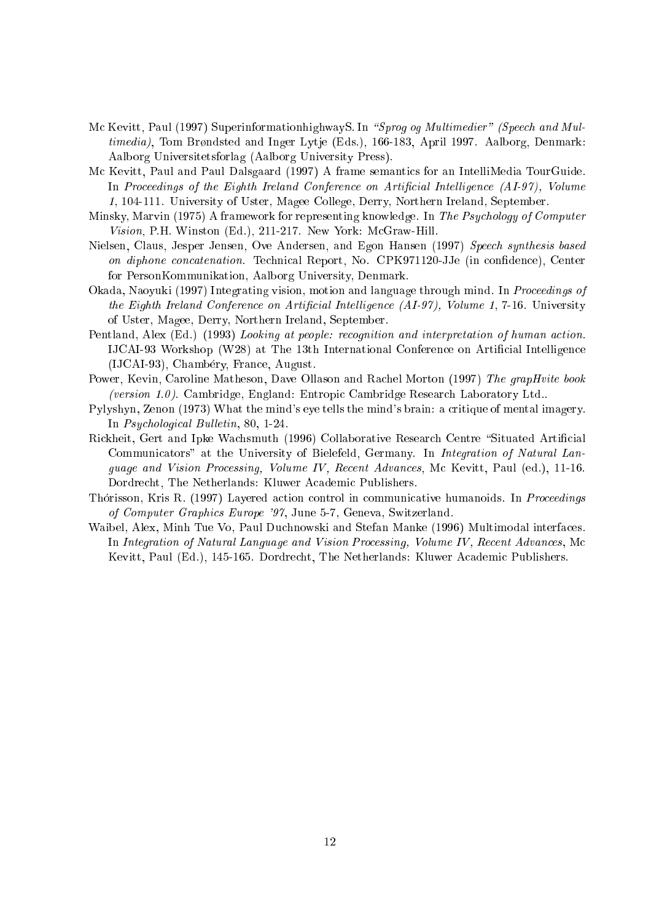Mc Kevitt, Paul (1997) SuperinformationhighwayS. In *"Sprog og Multimedier" (Speech and Multimedia)*, Tom Brøndsted and Inger Lytje (Eds.), 166-183, April 1997. Aalborg, Denmark: Aalborg Universitetsforlag (Aalborg University Press).

Mc Kevitt, Paul and Paul Dalsgaard (1997) A frame semantics for an IntelliMedia TourGuide. In *Proceedings of the Eighth Ireland Conference on Artificial Intelligence (AI-97), Volume 1*, 104-111. University of Uster, Magee College, Derry, Northern Ireland, September.

Minsky, Marvin (1975) A framework for representing knowledge. In *The Psychology of Computer Vision*, P.H. Winston (Ed.), 211-217. New York: McGraw-Hill.

Nielsen, Claus, Jesper Jensen, Ove Andersen, and Egon Hansen (1997) *Speech synthesis based on diphone concatenation*. Technical Report, No. CPK971120-JJe (in confidence), Center for PersonKommunikation, Aalborg University, Denmark.

Okada, Naoyuki (1997) Integrating vision, motion and language through mind. In *Proceedings of the Eighth Ireland Conference on Artificial Intelligence (AI-97), Volume 1*, 7-16. University of Uster, Magee, Derry, Northern Ireland, September.

Pentland, Alex (Ed.) (1993) *Looking at people: recognition and interpretation of human action*. IJCAI-93 Workshop (W28) at The 13th International Conference on Artificial Intelligence (IJCAI-93), Chambéry, France, August.

Power, Kevin, Caroline Matheson, Dave Ollason and Rachel Morton (1997) *The grapHvite book (version 1.0)*. Cambridge, England: Entropic Cambridge Research Laboratory Ltd..

Pylyshyn, Zenon (1973) What the mind's eye tells the mind's brain: a critique of mental imagery. In *Psychological Bulletin*, 80, 1-24.

Rickheit, Gert and Ipke Wachsmuth (1996) Collaborative Research Centre "Situated Artificial Communicators" at the University of Bielefeld, Germany. In *Integration of Natural Language and Vision Processing, Volume IV, Recent Advances*, Mc Kevitt, Paul (ed.), 11-16. Dordrecht, The Netherlands: Kluwer Academic Publishers.

Thórisson, Kris R. (1997) Layered action control in communicative humanoids. In *Proceedings of Computer Graphics Europe '97*, June 5-7, Geneva, Switzerland.

Waibel, Alex, Minh Tue Vo, Paul Duchnowski and Stefan Manke (1996) Multimodal interfaces. In *Integration of Natural Language and Vision Processing, Volume IV, Recent Advances*, Mc Kevitt, Paul (Ed.), 145-165. Dordrecht, The Netherlands: Kluwer Academic Publishers.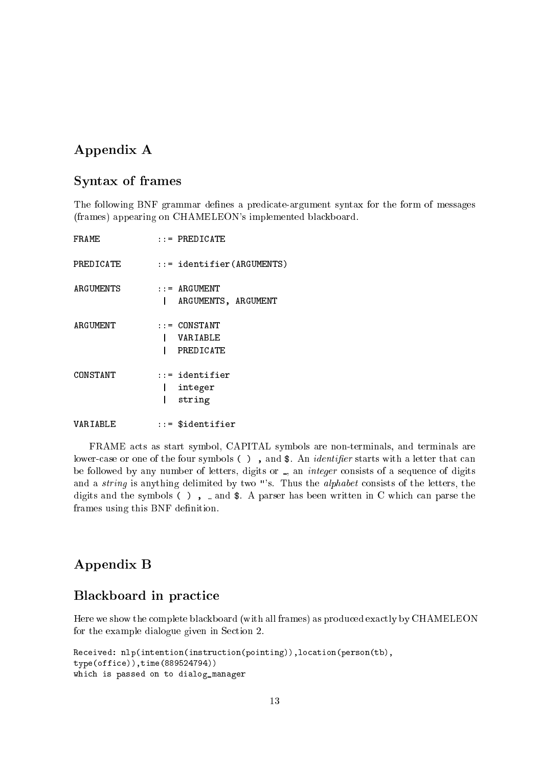## Appendix A

## Syntax of frames

The following BNF grammar defines a predicate-argument syntax for the form of messages (frames) appearing on CHAMELEON's implemented blackboard.

```
FRAME          ::= PREDICATE

PREDICATE      ::= identifier(ARGUMENTS)

ARGUMENTS      ::= ARGUMENT
                |  ARGUMENTS, ARGUMENT

ARGUMENT       ::= CONSTANT
                |  VARIABLE
                |  PREDICATE

CONSTANT       ::= identifier
                |  integer
                |  string

VARIABLE       ::= $identifier
```

FRAME acts as start symbol, CAPITAL symbols are non-terminals, and terminals are lower-case or one of the four symbols ( ) , and $. An *identifier* starts with a letter that can be followed by any number of letters, digits or _, an *integer* consists of a sequence of digits and a *string* is anything delimited by two "'s. Thus the *alphabet* consists of the letters, the digits and the symbols ( ) , _ and $. A parser has been written in C which can parse the frames using this BNF definition.

## Appendix B

## Blackboard in practice

Here we show the complete blackboard (with all frames) as produced exactly by CHAMELEON for the example dialogue given in Section 2.

```
Received: nlp(intention(instruction(pointing)),location(person(tb),
type(office)),time(889524794))
which is passed on to dialog_manager
```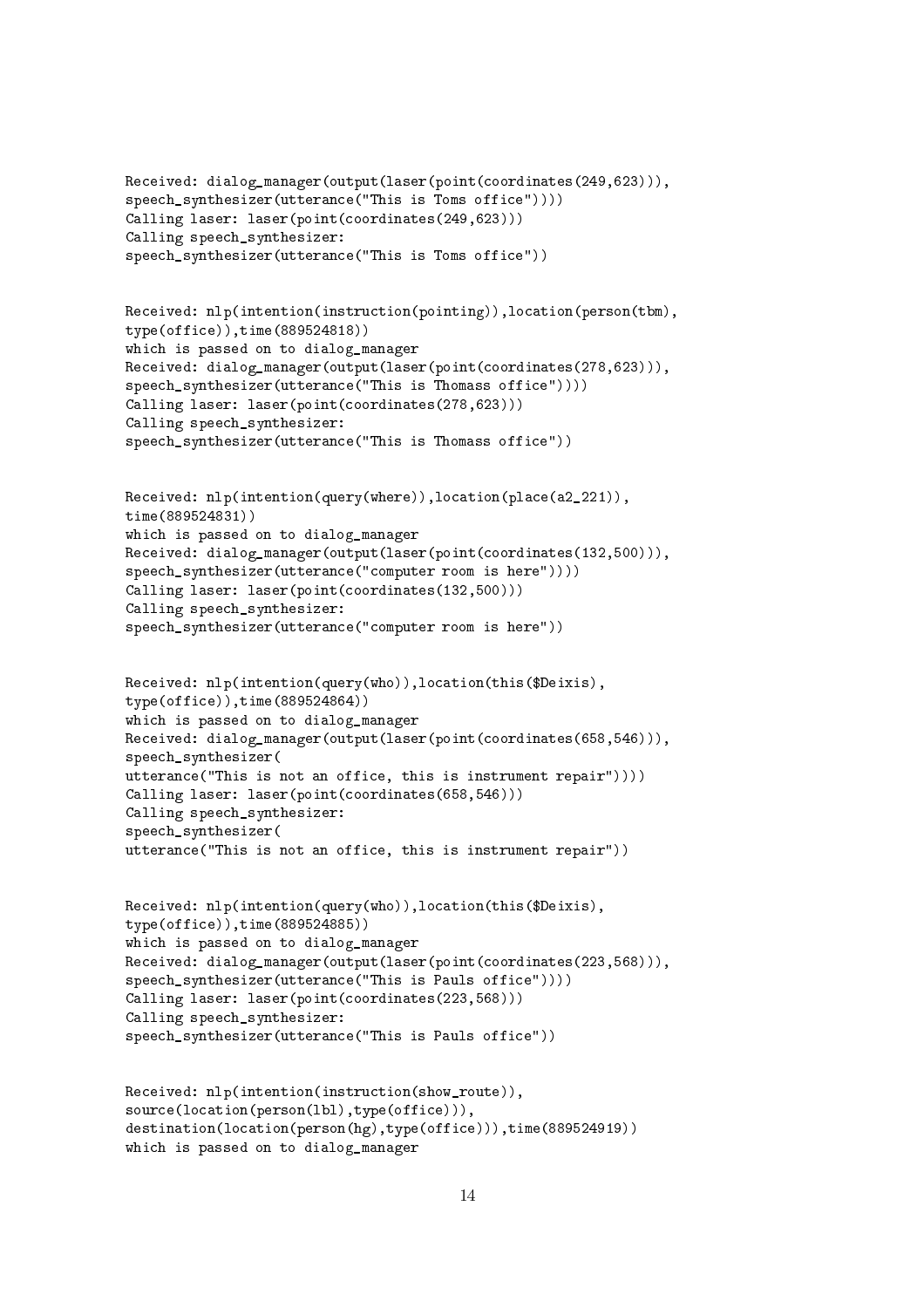```
Received: dialog_manager(output(laser(point(coordinates(249,623))),
speech_synthesizer(utterance("This is Toms office"))))
Calling laser: laser(point(coordinates(249,623)))
Calling speech_synthesizer:
speech_synthesizer(utterance("This is Toms office"))


Received: nlp(intention(instruction(pointing)),location(person(tbm),
type(office)),time(889524818))
which is passed on to dialog_manager
Received: dialog_manager(output(laser(point(coordinates(278,623))),
speech_synthesizer(utterance("This is Thomass office"))))
Calling laser: laser(point(coordinates(278,623)))
Calling speech_synthesizer:
speech_synthesizer(utterance("This is Thomass office"))


Received: nlp(intention(query(where)),location(place(a2_221)),
time(889524831))
which is passed on to dialog_manager
Received: dialog_manager(output(laser(point(coordinates(132,500))),
speech_synthesizer(utterance("computer room is here"))))
Calling laser: laser(point(coordinates(132,500)))
Calling speech_synthesizer:
speech_synthesizer(utterance("computer room is here"))


Received: nlp(intention(query(who)),location(this($Deixis),
type(office)),time(889524864))
which is passed on to dialog_manager
Received: dialog_manager(output(laser(point(coordinates(658,546))),
speech_synthesizer(
utterance("This is not an office, this is instrument repair"))))
Calling laser: laser(point(coordinates(658,546)))
Calling speech_synthesizer:
speech_synthesizer(
utterance("This is not an office, this is instrument repair"))


Received: nlp(intention(query(who)),location(this($Deixis),
type(office)),time(889524885))
which is passed on to dialog_manager
Received: dialog_manager(output(laser(point(coordinates(223,568))),
speech_synthesizer(utterance("This is Pauls office"))))
Calling laser: laser(point(coordinates(223,568)))
Calling speech_synthesizer:
speech_synthesizer(utterance("This is Pauls office"))


Received: nlp(intention(instruction(show_route)),
source(location(person(lbl),type(office))),
destination(location(person(hg),type(office))),time(889524919))
which is passed on to dialog_manager
```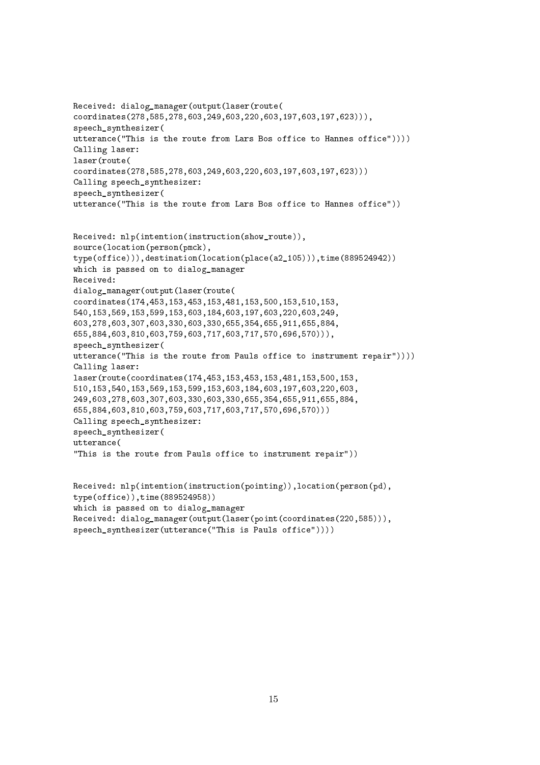```
Received: dialog_manager(output(laser(route(
coordinates(278,585,278,603,249,603,220,603,197,603,197,623))),
speech_synthesizer(
utterance("This is the route from Lars Bos office to Hannes office"))))
Calling laser:
laser(route(
coordinates(278,585,278,603,249,603,220,603,197,603,197,623)))
Calling speech_synthesizer:
speech_synthesizer(
utterance("This is the route from Lars Bos office to Hannes office"))


Received: nlp(intention(instruction(show_route)),
source(location(person(pmck),
type(office))),destination(location(place(a2_105))),time(889524942))
which is passed on to dialog_manager
Received:
dialog_manager(output(laser(route(
coordinates(174,453,153,453,153,481,153,500,153,510,153,
540,153,569,153,599,153,603,184,603,197,603,220,603,249,
603,278,603,307,603,330,603,330,655,354,655,911,655,884,
655,884,603,810,603,759,603,717,603,717,570,696,570))),
speech_synthesizer(
utterance("This is the route from Pauls office to instrument repair"))))
Calling laser:
laser(route(coordinates(174,453,153,453,153,481,153,500,153,
510,153,540,153,569,153,599,153,603,184,603,197,603,220,603,
249,603,278,603,307,603,330,603,330,655,354,655,911,655,884,
655,884,603,810,603,759,603,717,603,717,570,696,570)))
Calling speech_synthesizer:
speech_synthesizer(
utterance(
"This is the route from Pauls office to instrument repair"))


Received: nlp(intention(instruction(pointing)),location(person(pd),
type(office)),time(889524958))
which is passed on to dialog_manager
Received: dialog_manager(output(laser(point(coordinates(220,585))),
speech_synthesizer(utterance("This is Pauls office"))))
```